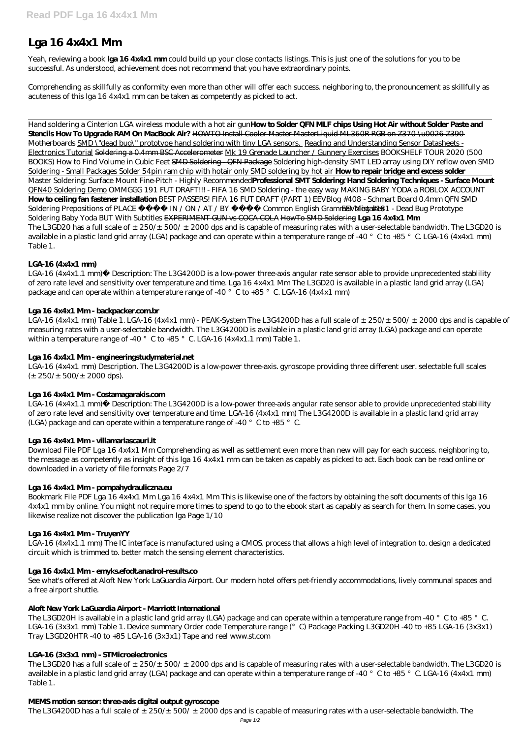# Lga 16 4x4x1 Mm

Yeah, reviewing a book **lga 16 4x4x1 mm** could build up your close contacts listings. This is just one of the solutions for you to be successful. As understood, achievement does not recommend that you have extraordinary points.

Comprehending as skillfully as conformity even more than other will offer each success. neighboring to, the pronouncement as skillfully as acuteness of this lga 16 4x4x1 mm can be taken as competently as picked to act.

Hand soldering a Cinterion LGA wireless module with a hot air gun **How to Solder QFN MLF chips Using Hot Air without Solder Paste and Stencils How To Upgrade RAM On MacBook Air?** ~~HOWTO Install Cooler Master MasterLiquid ML360R RGB on Z370 \u0026 Z390 Motherboards~~ SMD \"dead bug\" prototype hand soldering with tiny LGA sensors. Reading and Understanding Sensor Datasheets - Electronics Tutorial ~~Soldering a 0.4mm BSC Accelerometer~~ Mk 19 Grenade Launcher / Gunnery Exercises *BOOKSHELF TOUR 2020 (500 BOOKS) How to Find Volume in Cubic Feet* ~~SMD Soldering - QFN Package~~ *Soldering high-density SMT LED array using DIY reflow oven SMD Soldering - Small Packages Solder 54pin ram chip with hotair only SMD soldering by hot air* **How to repair bridge and excess solder** Master Soldering: Surface Mount Fine-Pitch - Highly Recommended **Professional SMT Soldering: Hand Soldering Techniques - Surface Mount** QFN40 Soldering Demo *OMMGGG 191 FUT DRAFT!!! - FIFA 16 SMD Soldering - the easy way MAKING BABY YODA a ROBLOX ACCOUNT* **How to ceiling fan fastener installation** *BEST PASSERS! FIFA 16 FUT DRAFT (PART 1) EEVBlog #408 - Schmart Board 0.4mm QFN SMD Soldering Prepositions of PLACE IN / ON / AT / BY Common English Grammar Mistakes EEVblog #181 - Dead Bug Prototype Soldering Baby Yoda BUT With Subtitles* ~~EXPERIMENT GUN vs COCA COLA~~ ~~HowTo SMD Soldering~~ **Lga 16 4x4x1 Mm**

The L3GD20 has a full scale of ±250/±500/ ±2000 dps and is capable of measuring rates with a user-selectable bandwidth. The L3GD20 is available in a plastic land grid array (LGA) package and can operate within a temperature range of -40 °C to +85 °C. LGA-16 (4x4x1 mm) Table 1.

## LGA-16 (4x4x1 mm)

LGA-16 (4x4x1.1 mm)• Description: The L3G4200D is a low-power three-axis angular rate sensor able to provide unprecedented stablility of zero rate level and sensitivity over temperature and time. Lga 16 4x4x1 Mm The L3GD20 is available in a plastic land grid array (LGA) package and can operate within a temperature range of -40 °C to +85 °C. LGA-16 (4x4x1 mm)

## Lga 16 4x4x1 Mm - backpacker.com.br

LGA-16 (4x4x1 mm) Table 1. LGA-16 (4x4x1 mm) - PEAK-System The L3G4200D has a full scale of ±250/±500/ ±2000 dps and is capable of measuring rates with a user-selectable bandwidth. The L3G4200D is available in a plastic land grid array (LGA) package and can operate within a temperature range of -40 °C to +85 °C. LGA-16 (4x4x1.1 mm) Table 1.

## Lga 16 4x4x1 Mm - engineeringstudymaterial.net

LGA-16 (4x4x1 mm) Description. The L3G4200D is a low-power three-axis. gyroscope providing three different user. selectable full scales (±250/±500/±2000 dps).

## Lga 16 4x4x1 Mm - Costamagarakis.com

LGA-16 (4x4x1.1 mm)• Description: The L3G4200D is a low-power three-axis angular rate sensor able to provide unprecedented stablility of zero rate level and sensitivity over temperature and time. LGA-16 (4x4x1 mm) The L3G4200D is available in a plastic land grid array (LGA) package and can operate within a temperature range of -40 °C to +85 °C.

## Lga 16 4x4x1 Mm - villamariascauri.it

Download File PDF Lga 16 4x4x1 Mm Comprehending as well as settlement even more than new will pay for each success. neighboring to, the message as competently as insight of this lga 16 4x4x1 mm can be taken as capably as picked to act. Each book can be read online or downloaded in a variety of file formats Page 2/7

## Lga 16 4x4x1 Mm - pompahydrauliczna.eu

Bookmark File PDF Lga 16 4x4x1 Mm Lga 16 4x4x1 Mm This is likewise one of the factors by obtaining the soft documents of this lga 16 4x4x1 mm by online. You might not require more times to spend to go to the ebook start as capably as search for them. In some cases, you likewise realize not discover the publication lga Page 1/10

## Lga 16 4x4x1 Mm - TruyenYY

LGA-16 (4x4x1.1 mm) The IC interface is manufactured using a CMOS. process that allows a high level of integration to. design a dedicated circuit which is trimmed to. better match the sensing element characteristics.

## Lga 16 4x4x1 Mm - emyks.efodt.anadrol-results.co

See what's offered at Aloft New York LaGuardia Airport. Our modern hotel offers pet-friendly accommodations, lively communal spaces and a free airport shuttle.

## Aloft New York LaGuardia Airport - Marriott International

The L3GD20H is available in a plastic land grid array (LGA) package and can operate within a temperature range from -40 °C to +85 °C. LGA-16 (3x3x1 mm) Table 1. Device summary Order code Temperature range (°C) Package Packing L3GD20H -40 to +85 LGA-16 (3x3x1) Tray L3GD20HTR -40 to +85 LGA-16 (3x3x1) Tape and reel www.st.com

## LGA-16 (3x3x1 mm) - STMicroelectronics

The L3GD20 has a full scale of ±250/±500/ ±2000 dps and is capable of measuring rates with a user-selectable bandwidth. The L3GD20 is available in a plastic land grid array (LGA) package and can operate within a temperature range of -40 °C to +85 °C. LGA-16 (4x4x1 mm) Table 1.

## MEMS motion sensor: three-axis digital output gyroscope

The L3G4200D has a full scale of ±250/±500/ ±2000 dps and is capable of measuring rates with a user-selectable bandwidth. The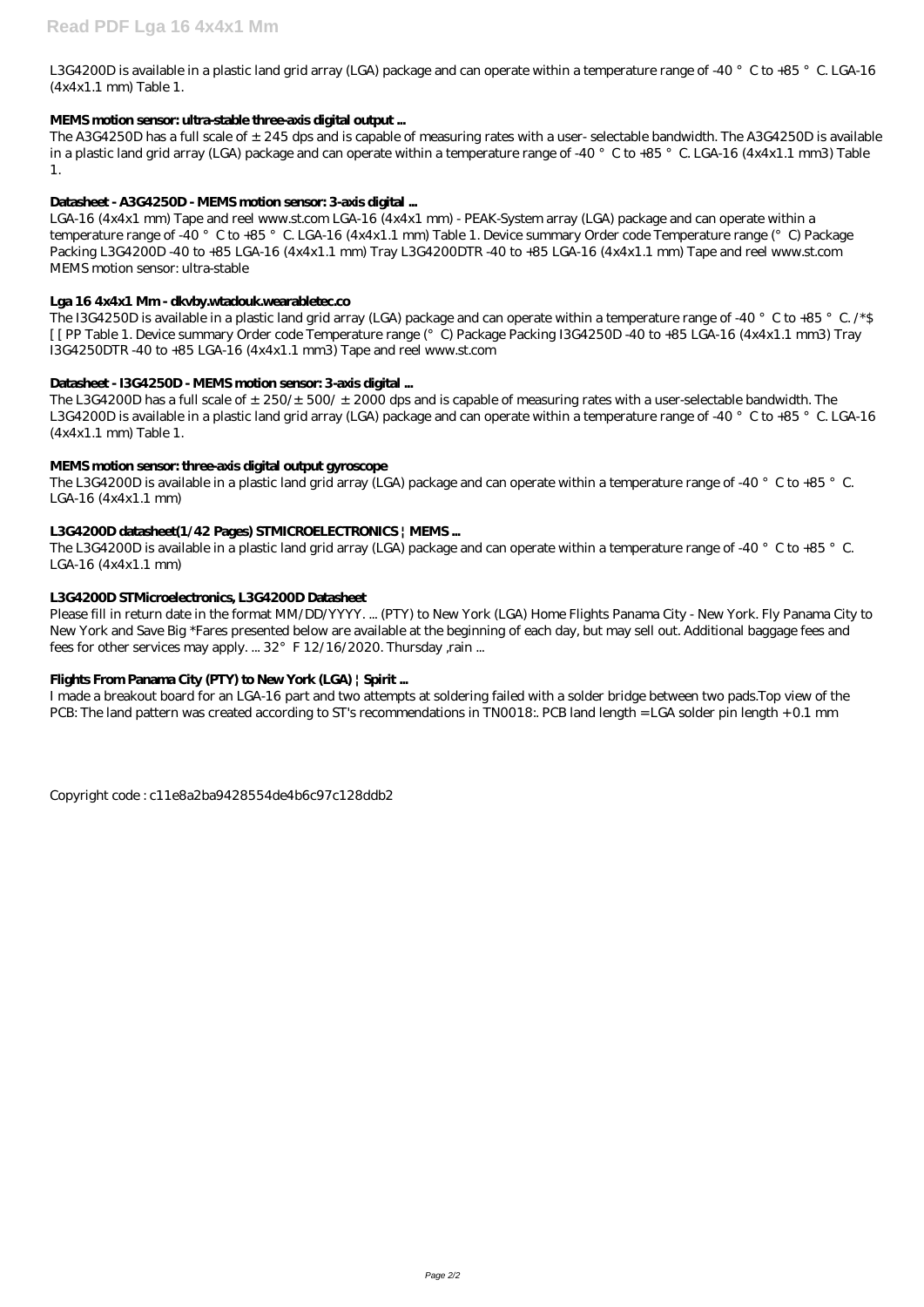L3G4200D is available in a plastic land grid array (LGA) package and can operate within a temperature range of -40 °C to +85 °C. LGA-16 (4x4x1.1 mm) Table 1.

## MEMS motion sensor: ultra-stable three-axis digital output ...

The A3G4250D has a full scale of ± 245 dps and is capable of measuring rates with a user- selectable bandwidth. The A3G4250D is available in a plastic land grid array (LGA) package and can operate within a temperature range of -40 °C to +85 °C. LGA-16 (4x4x1.1 mm3) Table 1.

## Datasheet - A3G4250D - MEMS motion sensor: 3-axis digital ...

LGA-16 (4x4x1 mm) Tape and reel www.st.com LGA-16 (4x4x1 mm) - PEAK-System array (LGA) package and can operate within a temperature range of -40 °C to +85 °C. LGA-16 (4x4x1.1 mm) Table 1. Device summary Order code Temperature range (°C) Package Packing L3G4200D -40 to +85 LGA-16 (4x4x1.1 mm) Tray L3G4200DTR -40 to +85 LGA-16 (4x4x1.1 mm) Tape and reel www.st.com MEMS motion sensor: ultra-stable

## Lga 16 4x4x1 Mm - dkvby.wtadouk.wearabletec.co

The I3G4250D is available in a plastic land grid array (LGA) package and can operate within a temperature range of -40 °C to +85 °C. /*$ [ [ PP Table 1. Device summary Order code Temperature range (°C) Package Packing I3G4250D -40 to +85 LGA-16 (4x4x1.1 mm3) Tray I3G4250DTR -40 to +85 LGA-16 (4x4x1.1 mm3) Tape and reel www.st.com

## Datasheet - I3G4250D - MEMS motion sensor: 3-axis digital ...

The L3G4200D has a full scale of ± 250/± 500/ ± 2000 dps and is capable of measuring rates with a user-selectable bandwidth. The L3G4200D is available in a plastic land grid array (LGA) package and can operate within a temperature range of -40 °C to +85 °C. LGA-16 (4x4x1.1 mm) Table 1.

## MEMS motion sensor: three-axis digital output gyroscope

The L3G4200D is available in a plastic land grid array (LGA) package and can operate within a temperature range of -40 °C to +85 °C. LGA-16 (4x4x1.1 mm)

## L3G4200D datasheet(1/42 Pages) STMICROELECTRONICS | MEMS ...

The L3G4200D is available in a plastic land grid array (LGA) package and can operate within a temperature range of -40 °C to +85 °C. LGA-16 (4x4x1.1 mm)

## L3G4200D STMicroelectronics, L3G4200D Datasheet

Please fill in return date in the format MM/DD/YYYY. ... (PTY) to New York (LGA) Home Flights Panama City - New York. Fly Panama City to New York and Save Big *Fares presented below are available at the beginning of each day, but may sell out. Additional baggage fees and fees for other services may apply. ... 32°F 12/16/2020. Thursday ,rain ...

## Flights From Panama City (PTY) to New York (LGA) | Spirit ...

I made a breakout board for an LGA-16 part and two attempts at soldering failed with a solder bridge between two pads.Top view of the PCB: The land pattern was created according to ST's recommendations in TN0018:. PCB land length = LGA solder pin length + 0.1 mm

Copyright code : c11e8a2ba9428554de4b6c97c128ddb2